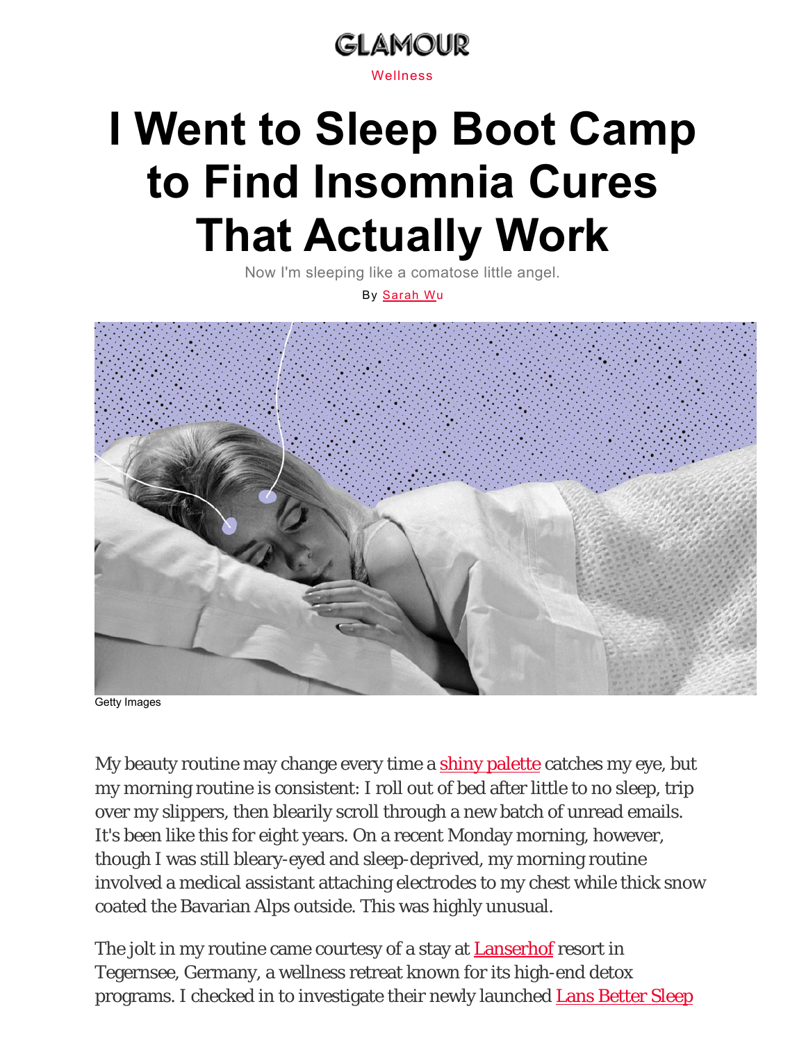GLAMOUR

Wellness

# I Went to Sleep Boot Camp to Find Insomnia Cures That Actually Work

Now I'm sleeping like a comatose little angel.

By Sarah Wu

Getty Images

My beauty routine may change every time a shiny palette catches my eye, but my morning routine is consistent: I roll out of bed after little to no sleep, trip over my slippers, then blearily scroll through a new batch of unread emails. It's been like this for eight years. On a recent Monday morning, however, though I was still bleary-eyed and sleep-deprived, my morning routine involved a medical assistant attaching electrodes to my chest while thick snow coated the Bavarian Alps outside. This was highly unusual.

The jolt in my routine came courtesy of a stay at Lanserhof resort in Tegernsee, Germany, a wellness retreat known for its high-end detox programs. I checked in to investigate their newly launched Lans Better Sleep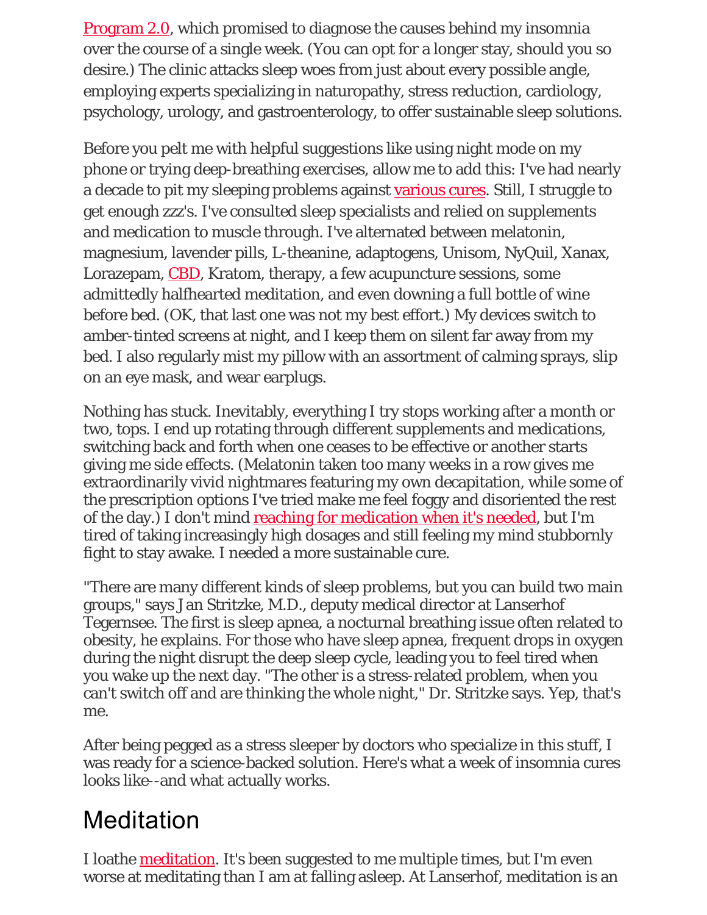Program 2.0, which promised to diagnose the causes behind my insomnia over the course of a single week. (You can opt for a longer stay, should you so desire.) The clinic attacks sleep woes from just about every possible angle, employing experts specializing in naturopathy, stress reduction, cardiology, psychology, urology, and gastroenterology, to offer sustainable sleep solutions.

Before you pelt me with helpful suggestions like using night mode on my phone or trying deep-breathing exercises, allow me to add this: I've had nearly a decade to pit my sleeping problems against various cures. Still, I struggle to get enough zzz's. I've consulted sleep specialists and relied on supplements and medication to muscle through. I've alternated between melatonin, magnesium, lavender pills, L-theanine, adaptogens, Unisom, NyQuil, Xanax, Lorazepam, CBD, Kratom, therapy, a few acupuncture sessions, some admittedly halfhearted meditation, and even downing a full bottle of wine before bed. (OK, that last one was not my best effort.) My devices switch to amber-tinted screens at night, and I keep them on silent far away from my bed. I also regularly mist my pillow with an assortment of calming sprays, slip on an eye mask, and wear earplugs.

Nothing has stuck. Inevitably, everything I try stops working after a month or two, tops. I end up rotating through different supplements and medications, switching back and forth when one ceases to be effective or another starts giving me side effects. (Melatonin taken too many weeks in a row gives me extraordinarily vivid nightmares featuring my own decapitation, while some of the prescription options I've tried make me feel foggy and disoriented the rest of the day.) I don't mind reaching for medication when it's needed, but I'm tired of taking increasingly high dosages and still feeling my mind stubbornly fight to stay awake. I needed a more sustainable cure.

"There are many different kinds of sleep problems, but you can build two main groups," says Jan Stritzke, M.D., deputy medical director at Lanserhof Tegernsee. The first is sleep apnea, a nocturnal breathing issue often related to obesity, he explains. For those who have sleep apnea, frequent drops in oxygen during the night disrupt the deep sleep cycle, leading you to feel tired when you wake up the next day. "The other is a stress-related problem, when you can't switch off and are thinking the whole night," Dr. Stritzke says. Yep, that's me.

After being pegged as a stress sleeper by doctors who specialize in this stuff, I was ready for a science-backed solution. Here's what a week of insomnia cures looks like--and what actually works.

## Meditation

I loathe meditation. It's been suggested to me multiple times, but I'm even worse at meditating than I am at falling asleep. At Lanserhof, meditation is an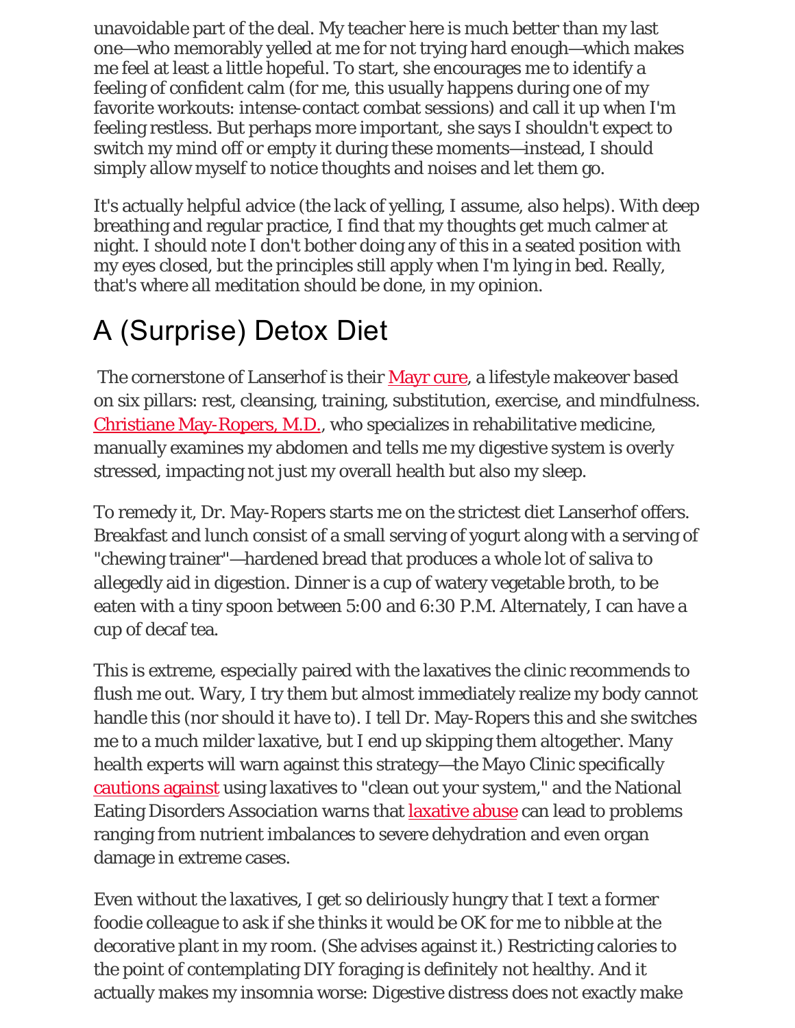unavoidable part of the deal. My teacher here is much better than my last one—who memorably yelled at me for not trying hard enough—which makes me feel at least a little hopeful. To start, she encourages me to identify a feeling of confident calm (for me, this usually happens during one of my favorite workouts: intense-contact combat sessions) and call it up when I'm feeling restless. But perhaps more important, she says I shouldn't expect to switch my mind off or empty it during these moments—instead, I should simply allow myself to notice thoughts and noises and let them go.

It's actually helpful advice (the lack of yelling, I assume, also helps). With deep breathing and regular practice, I find that my thoughts get much calmer at night. I should note I don't bother doing any of this in a seated position with my eyes closed, but the principles still apply when I'm lying in bed. Really, that's where all meditation should be done, in my opinion.

## A (Surprise) Detox Diet

The cornerstone of Lanserhof is their Mayr cure, a lifestyle makeover based on six pillars: rest, cleansing, training, substitution, exercise, and mindfulness. Christiane May-Ropers, M.D., who specializes in rehabilitative medicine, manually examines my abdomen and tells me my digestive system is overly stressed, impacting not just my overall health but also my sleep.

To remedy it, Dr. May-Ropers starts me on the strictest diet Lanserhof offers. Breakfast and lunch consist of a small serving of yogurt along with a serving of "chewing trainer"—hardened bread that produces a whole lot of saliva to allegedly aid in digestion. Dinner is a cup of watery vegetable broth, to be eaten with a tiny spoon between 5:00 and 6:30 P.M. Alternately, I can have a cup of decaf tea.

This is extreme, *especially* paired with the laxatives the clinic recommends to flush me out. Wary, I try them but almost immediately realize my body cannot handle this (nor should it have to). I tell Dr. May-Ropers this and she switches me to a much milder laxative, but I end up skipping them altogether. Many health experts will warn against this strategy—the Mayo Clinic specifically cautions against using laxatives to "clean out your system," and the National Eating Disorders Association warns that laxative abuse can lead to problems ranging from nutrient imbalances to severe dehydration and even organ damage in extreme cases.

Even without the laxatives, I get so deliriously hungry that I text a former foodie colleague to ask if she thinks it would be OK for me to nibble at the decorative plant in my room. (She advises against it.) Restricting calories to the point of contemplating DIY foraging is definitely not healthy. And it actually makes my insomnia worse: Digestive distress does not exactly make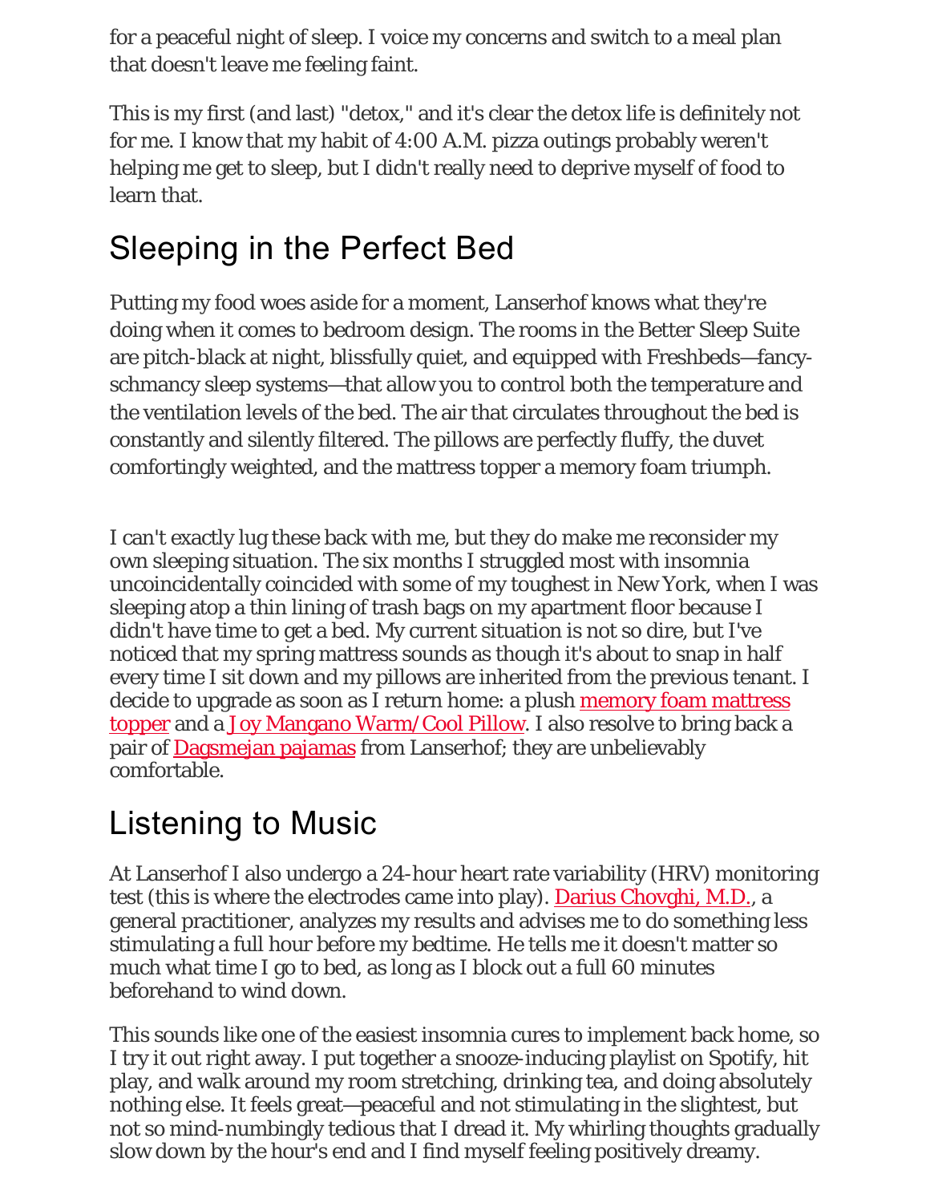for a peaceful night of sleep. I voice my concerns and switch to a meal plan that doesn't leave me feeling faint.

This is my first (and last) "detox," and it's clear the detox life is definitely not for me. I know that my habit of 4:00 A.M. pizza outings probably weren't helping me get to sleep, but I didn't really need to deprive myself of food to learn that.

## Sleeping in the Perfect Bed

Putting my food woes aside for a moment, Lanserhof knows what they're doing when it comes to bedroom design. The rooms in the Better Sleep Suite are pitch-black at night, blissfully quiet, and equipped with Freshbeds—fancy-schmancy sleep systems—that allow you to control both the temperature and the ventilation levels of the bed. The air that circulates throughout the bed is constantly and silently filtered. The pillows are perfectly fluffy, the duvet comfortingly weighted, and the mattress topper a memory foam triumph.

I can't exactly lug these back with me, but they do make me reconsider my own sleeping situation. The six months I struggled most with insomnia uncoincidentally coincided with some of my toughest in New York, when I was sleeping atop a thin lining of trash bags on my apartment floor because I didn't have time to get a bed. My current situation is not so dire, but I've noticed that my spring mattress sounds as though it's about to snap in half every time I sit down and my pillows are inherited from the previous tenant. I decide to upgrade as soon as I return home: a plush memory foam mattress topper and a Joy Mangano Warm/Cool Pillow. I also resolve to bring back a pair of Dagsmejan pajamas from Lanserhof; they are unbelievably comfortable.

## Listening to Music

At Lanserhof I also undergo a 24-hour heart rate variability (HRV) monitoring test (this is where the electrodes came into play). Darius Chovghi, M.D., a general practitioner, analyzes my results and advises me to do something less stimulating a full hour before my bedtime. He tells me it doesn't matter so much what time I go to bed, as long as I block out a full 60 minutes beforehand to wind down.

This sounds like one of the easiest insomnia cures to implement back home, so I try it out right away. I put together a snooze-inducing playlist on Spotify, hit play, and walk around my room stretching, drinking tea, and doing absolutely nothing else. It feels great—peaceful and not stimulating in the slightest, but not so mind-numbingly tedious that I dread it. My whirling thoughts gradually slow down by the hour's end and I find myself feeling positively dreamy.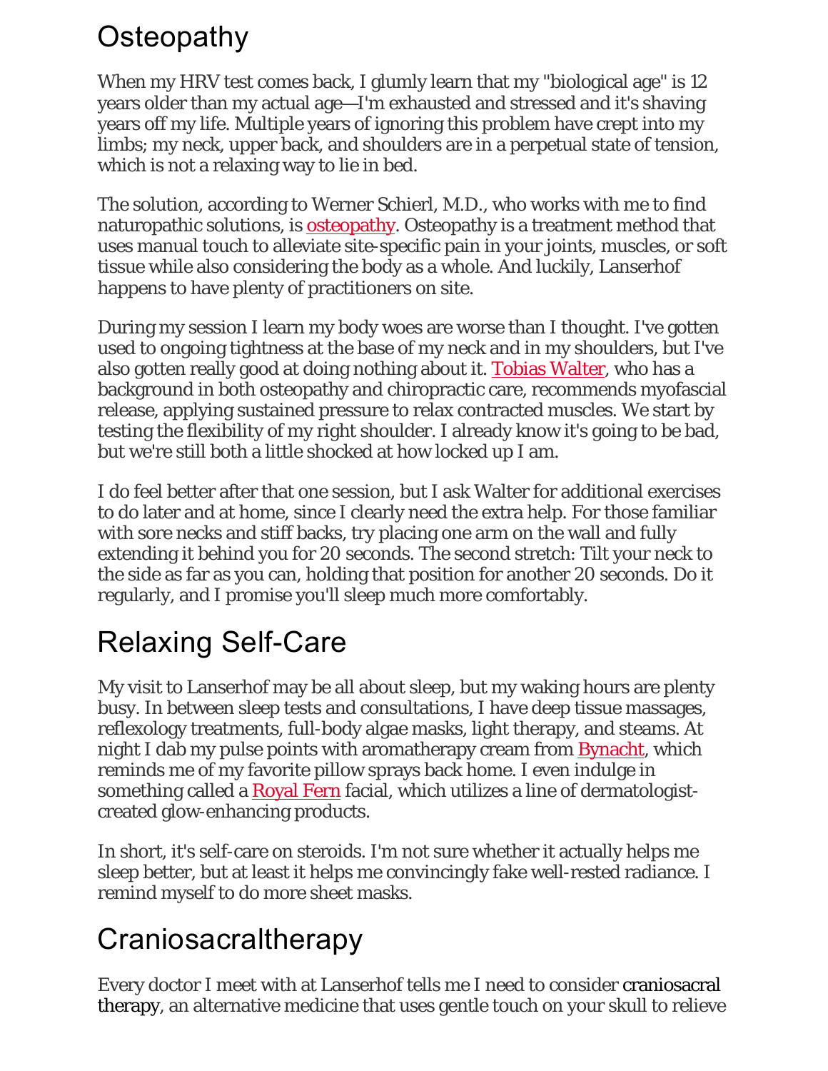## Osteopathy

When my HRV test comes back, I glumly learn that my "biological age" is 12 years older than my actual age—I'm exhausted and stressed and it's shaving years off my life. Multiple years of ignoring this problem have crept into my limbs; my neck, upper back, and shoulders are in a perpetual state of tension, which is not a relaxing way to lie in bed.

The solution, according to Werner Schierl, M.D., who works with me to find naturopathic solutions, is osteopathy. Osteopathy is a treatment method that uses manual touch to alleviate site-specific pain in your joints, muscles, or soft tissue while also considering the body as a whole. And luckily, Lanserhof happens to have plenty of practitioners on site.

During my session I learn my body woes are worse than I thought. I've gotten used to ongoing tightness at the base of my neck and in my shoulders, but I've also gotten really good at doing nothing about it. Tobias Walter, who has a background in both osteopathy and chiropractic care, recommends myofascial release, applying sustained pressure to relax contracted muscles. We start by testing the flexibility of my right shoulder. I already know it's going to be bad, but we're still both a little shocked at how locked up I am.

I do feel better after that one session, but I ask Walter for additional exercises to do later and at home, since I clearly need the extra help. For those familiar with sore necks and stiff backs, try placing one arm on the wall and fully extending it behind you for 20 seconds. The second stretch: Tilt your neck to the side as far as you can, holding that position for another 20 seconds. Do it regularly, and I promise you'll sleep much more comfortably.

## Relaxing Self-Care

My visit to Lanserhof may be all about sleep, but my waking hours are plenty busy. In between sleep tests and consultations, I have deep tissue massages, reflexology treatments, full-body algae masks, light therapy, and steams. At night I dab my pulse points with aromatherapy cream from Bynacht, which reminds me of my favorite pillow sprays back home. I even indulge in something called a Royal Fern facial, which utilizes a line of dermatologist-created glow-enhancing products.

In short, it's self-care on steroids. I'm not sure whether it actually helps me sleep better, but at least it helps me convincingly fake well-rested radiance. I remind myself to do more sheet masks.

## Craniosacraltherapy

Every doctor I meet with at Lanserhof tells me I need to consider craniosacral therapy, an alternative medicine that uses gentle touch on your skull to relieve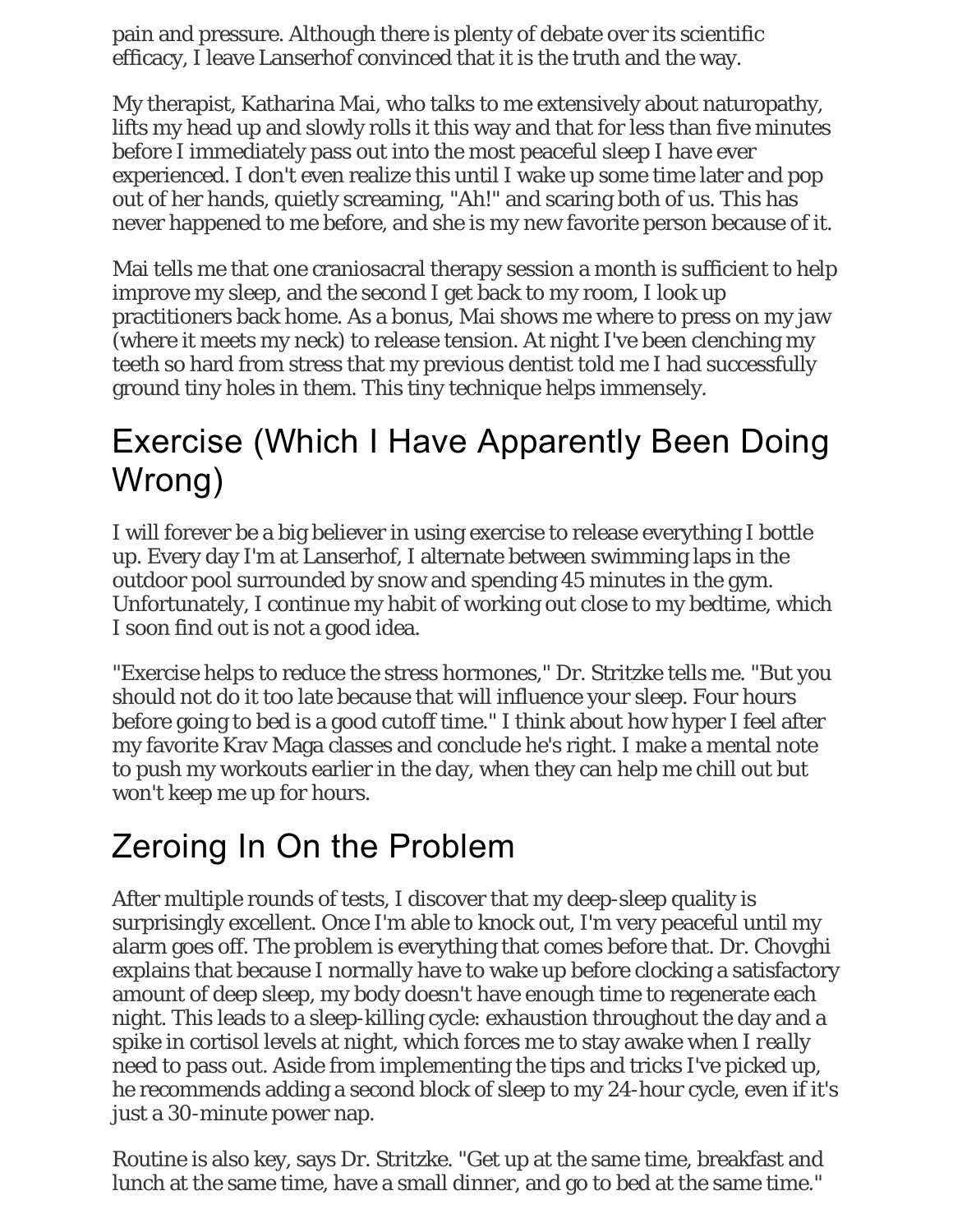pain and pressure. Although there is plenty of debate over its scientific efficacy, I leave Lanserhof convinced that it is the truth and the way.

My therapist, Katharina Mai, who talks to me extensively about naturopathy, lifts my head up and slowly rolls it this way and that for less than five minutes before I immediately pass out into the most peaceful sleep I have ever experienced. I don't even realize this until I wake up some time later and pop out of her hands, quietly screaming, "Ah!" and scaring both of us. This has never happened to me before, and she is my new favorite person because of it.

Mai tells me that one craniosacral therapy session a month is sufficient to help improve my sleep, and the second I get back to my room, I look up practitioners back home. As a bonus, Mai shows me where to press on my jaw (where it meets my neck) to release tension. At night I've been clenching my teeth so hard from stress that my previous dentist told me I had successfully ground tiny holes in them. This tiny technique helps immensely.

## Exercise (Which I Have Apparently Been Doing Wrong)

I will forever be a big believer in using exercise to release everything I bottle up. Every day I'm at Lanserhof, I alternate between swimming laps in the outdoor pool surrounded by snow and spending 45 minutes in the gym. Unfortunately, I continue my habit of working out close to my bedtime, which I soon find out is not a good idea.

"Exercise helps to reduce the stress hormones," Dr. Stritzke tells me. "But you should not do it too late because that will influence your sleep. Four hours before going to bed is a good cutoff time." I think about how hyper I feel after my favorite Krav Maga classes and conclude he's right. I make a mental note to push my workouts earlier in the day, when they can help me chill out but won't keep me up for hours.

## Zeroing In On the Problem

After multiple rounds of tests, I discover that my deep-sleep quality is surprisingly excellent. Once I'm able to knock out, I'm very peaceful until my alarm goes off. The problem is everything that comes before that. Dr. Chovghi explains that because I normally have to wake up before clocking a satisfactory amount of deep sleep, my body doesn't have enough time to regenerate each night. This leads to a sleep-killing cycle: exhaustion throughout the day and a spike in cortisol levels at night, which forces me to stay awake when I *really* need to pass out. Aside from implementing the tips and tricks I've picked up, he recommends adding a second block of sleep to my 24-hour cycle, even if it's just a 30-minute power nap.

Routine is also key, says Dr. Stritzke. "Get up at the same time, breakfast and lunch at the same time, have a small dinner, and go to bed at the same time."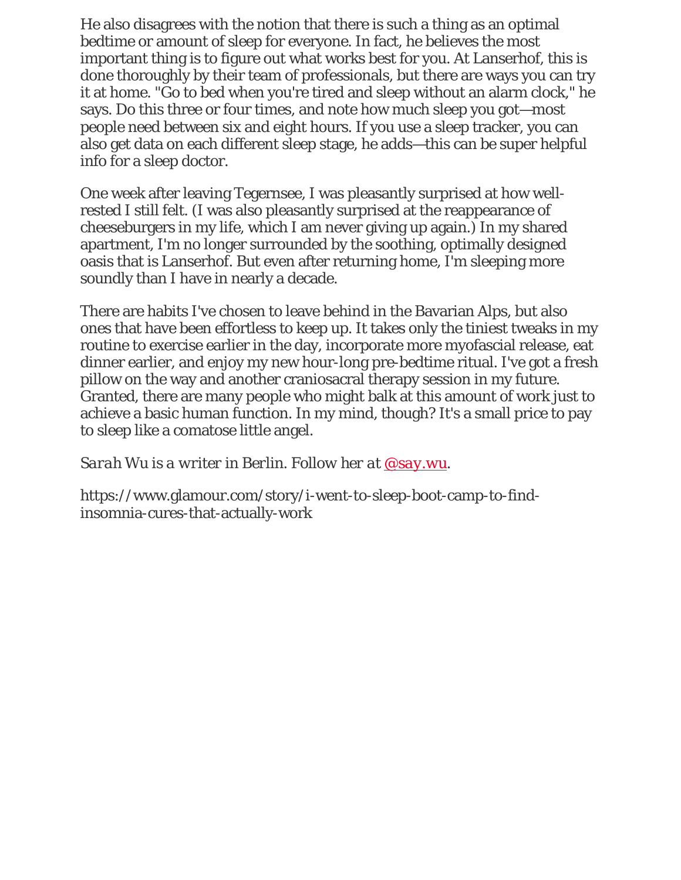He also disagrees with the notion that there is such a thing as an optimal bedtime or amount of sleep for everyone. In fact, he believes the most important thing is to figure out what works best for you. At Lanserhof, this is done thoroughly by their team of professionals, but there are ways you can try it at home. "Go to bed when you're tired and sleep without an alarm clock," he says. Do this three or four times, and note how much sleep you got—most people need between six and eight hours. If you use a sleep tracker, you can also get data on each different sleep stage, he adds—this can be super helpful info for a sleep doctor.

One week after leaving Tegernsee, I was pleasantly surprised at how well-rested I still felt. (I was also pleasantly surprised at the reappearance of cheeseburgers in my life, which I am never giving up again.) In my shared apartment, I'm no longer surrounded by the soothing, optimally designed oasis that is Lanserhof. But even after returning home, I'm sleeping more soundly than I have in nearly a decade.

There are habits I've chosen to leave behind in the Bavarian Alps, but also ones that have been effortless to keep up. It takes only the tiniest tweaks in my routine to exercise earlier in the day, incorporate more myofascial release, eat dinner earlier, and enjoy my new hour-long pre-bedtime ritual. I've got a fresh pillow on the way and another craniosacral therapy session in my future. Granted, there are many people who might balk at this amount of work just to achieve a basic human function. In my mind, though? It's a small price to pay to sleep like a comatose little angel.

*Sarah Wu is a writer in Berlin. Follow her at @say.wu.*

https://www.glamour.com/story/i-went-to-sleep-boot-camp-to-find-insomnia-cures-that-actually-work